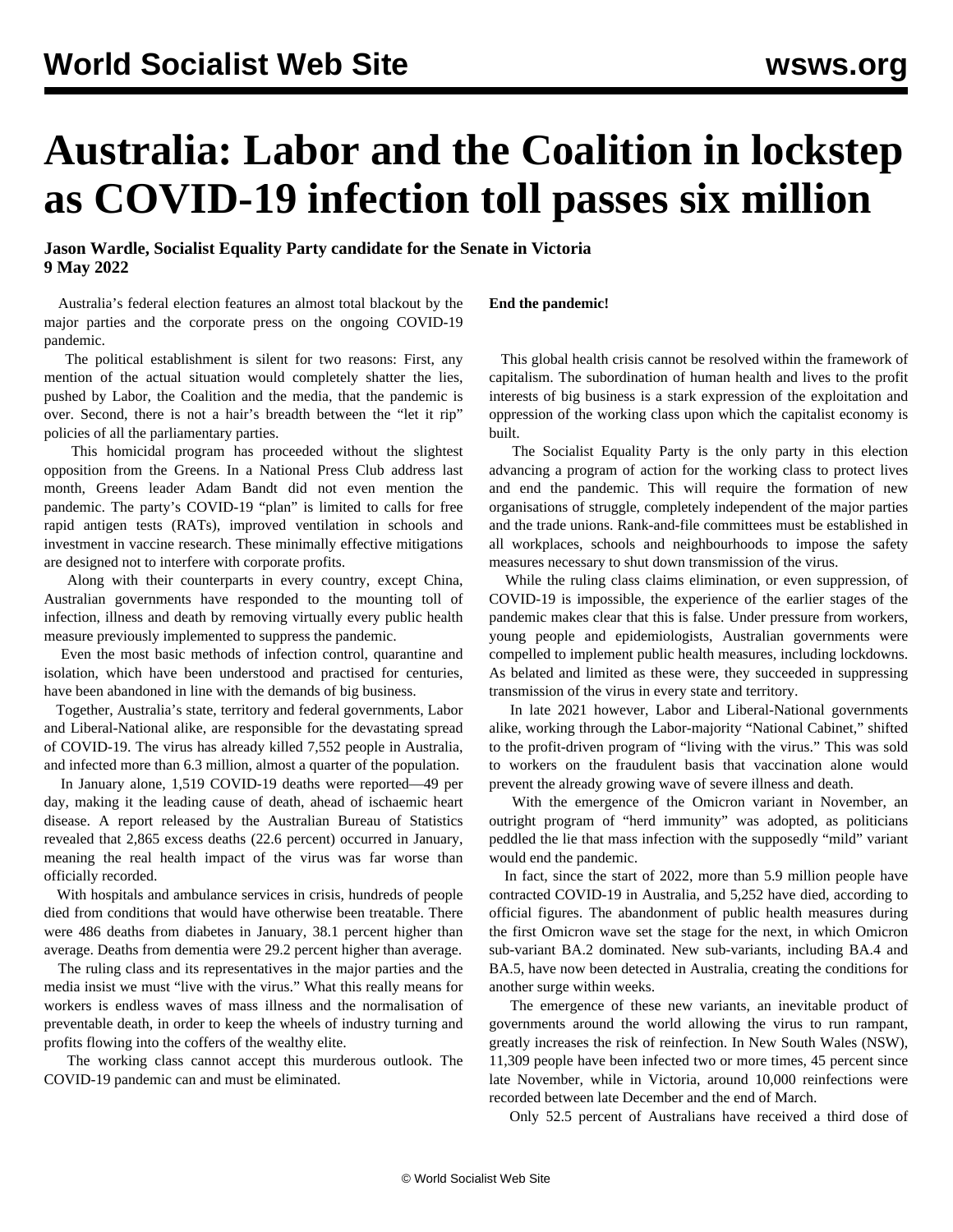# Australia: Labor and the Coalition in lockstep as COVID-19 infection toll passes six million

**Jason Wardle, Socialist Equality Party candidate for the Senate in Victoria**
**9 May 2022**

Australia's federal election features an almost total blackout by the major parties and the corporate press on the ongoing COVID-19 pandemic.

The political establishment is silent for two reasons: First, any mention of the actual situation would completely shatter the lies, pushed by Labor, the Coalition and the media, that the pandemic is over. Second, there is not a hair's breadth between the "let it rip" policies of all the parliamentary parties.

This homicidal program has proceeded without the slightest opposition from the Greens. In a National Press Club address last month, Greens leader Adam Bandt did not even mention the pandemic. The party's COVID-19 "plan" is limited to calls for free rapid antigen tests (RATs), improved ventilation in schools and investment in vaccine research. These minimally effective mitigations are designed not to interfere with corporate profits.

Along with their counterparts in every country, except China, Australian governments have responded to the mounting toll of infection, illness and death by removing virtually every public health measure previously implemented to suppress the pandemic.

Even the most basic methods of infection control, quarantine and isolation, which have been understood and practised for centuries, have been abandoned in line with the demands of big business.

Together, Australia's state, territory and federal governments, Labor and Liberal-National alike, are responsible for the devastating spread of COVID-19. The virus has already killed 7,552 people in Australia, and infected more than 6.3 million, almost a quarter of the population.

In January alone, 1,519 COVID-19 deaths were reported—49 per day, making it the leading cause of death, ahead of ischaemic heart disease. A report released by the Australian Bureau of Statistics revealed that 2,865 excess deaths (22.6 percent) occurred in January, meaning the real health impact of the virus was far worse than officially recorded.

With hospitals and ambulance services in crisis, hundreds of people died from conditions that would have otherwise been treatable. There were 486 deaths from diabetes in January, 38.1 percent higher than average. Deaths from dementia were 29.2 percent higher than average.

The ruling class and its representatives in the major parties and the media insist we must "live with the virus." What this really means for workers is endless waves of mass illness and the normalisation of preventable death, in order to keep the wheels of industry turning and profits flowing into the coffers of the wealthy elite.

The working class cannot accept this murderous outlook. The COVID-19 pandemic can and must be eliminated.

**End the pandemic!**

This global health crisis cannot be resolved within the framework of capitalism. The subordination of human health and lives to the profit interests of big business is a stark expression of the exploitation and oppression of the working class upon which the capitalist economy is built.

The Socialist Equality Party is the only party in this election advancing a program of action for the working class to protect lives and end the pandemic. This will require the formation of new organisations of struggle, completely independent of the major parties and the trade unions. Rank-and-file committees must be established in all workplaces, schools and neighbourhoods to impose the safety measures necessary to shut down transmission of the virus.

While the ruling class claims elimination, or even suppression, of COVID-19 is impossible, the experience of the earlier stages of the pandemic makes clear that this is false. Under pressure from workers, young people and epidemiologists, Australian governments were compelled to implement public health measures, including lockdowns. As belated and limited as these were, they succeeded in suppressing transmission of the virus in every state and territory.

In late 2021 however, Labor and Liberal-National governments alike, working through the Labor-majority "National Cabinet," shifted to the profit-driven program of "living with the virus." This was sold to workers on the fraudulent basis that vaccination alone would prevent the already growing wave of severe illness and death.

With the emergence of the Omicron variant in November, an outright program of "herd immunity" was adopted, as politicians peddled the lie that mass infection with the supposedly "mild" variant would end the pandemic.

In fact, since the start of 2022, more than 5.9 million people have contracted COVID-19 in Australia, and 5,252 have died, according to official figures. The abandonment of public health measures during the first Omicron wave set the stage for the next, in which Omicron sub-variant BA.2 dominated. New sub-variants, including BA.4 and BA.5, have now been detected in Australia, creating the conditions for another surge within weeks.

The emergence of these new variants, an inevitable product of governments around the world allowing the virus to run rampant, greatly increases the risk of reinfection. In New South Wales (NSW), 11,309 people have been infected two or more times, 45 percent since late November, while in Victoria, around 10,000 reinfections were recorded between late December and the end of March.

Only 52.5 percent of Australians have received a third dose of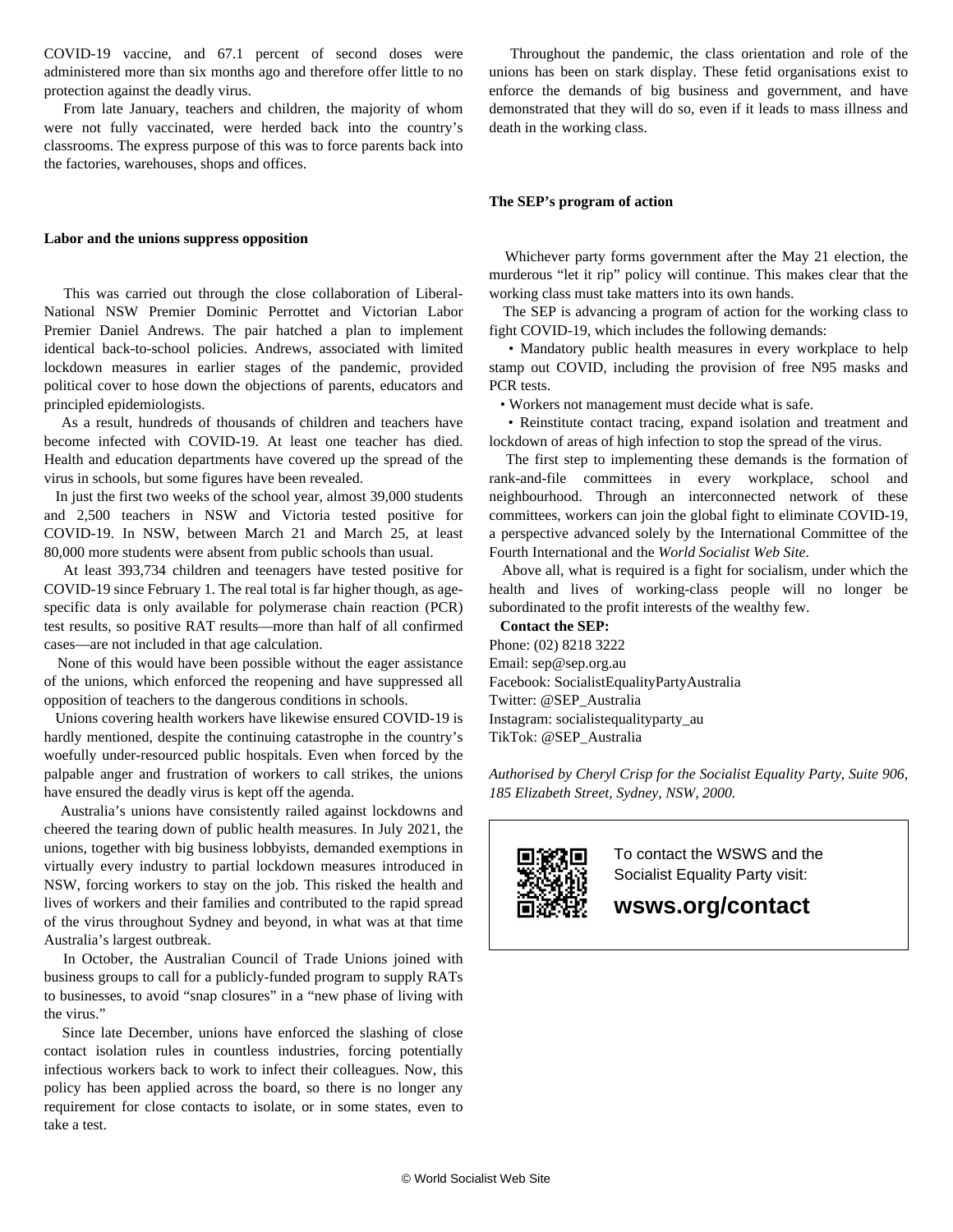COVID-19 vaccine, and 67.1 percent of second doses were administered more than six months ago and therefore offer little to no protection against the deadly virus.

From late January, teachers and children, the majority of whom were not fully vaccinated, were herded back into the country's classrooms. The express purpose of this was to force parents back into the factories, warehouses, shops and offices.

**Labor and the unions suppress opposition**

This was carried out through the close collaboration of Liberal-National NSW Premier Dominic Perrottet and Victorian Labor Premier Daniel Andrews. The pair hatched a plan to implement identical back-to-school policies. Andrews, associated with limited lockdown measures in earlier stages of the pandemic, provided political cover to hose down the objections of parents, educators and principled epidemiologists.

As a result, hundreds of thousands of children and teachers have become infected with COVID-19. At least one teacher has died. Health and education departments have covered up the spread of the virus in schools, but some figures have been revealed.

In just the first two weeks of the school year, almost 39,000 students and 2,500 teachers in NSW and Victoria tested positive for COVID-19. In NSW, between March 21 and March 25, at least 80,000 more students were absent from public schools than usual.

At least 393,734 children and teenagers have tested positive for COVID-19 since February 1. The real total is far higher though, as age-specific data is only available for polymerase chain reaction (PCR) test results, so positive RAT results—more than half of all confirmed cases—are not included in that age calculation.

None of this would have been possible without the eager assistance of the unions, which enforced the reopening and have suppressed all opposition of teachers to the dangerous conditions in schools.

Unions covering health workers have likewise ensured COVID-19 is hardly mentioned, despite the continuing catastrophe in the country's woefully under-resourced public hospitals. Even when forced by the palpable anger and frustration of workers to call strikes, the unions have ensured the deadly virus is kept off the agenda.

Australia's unions have consistently railed against lockdowns and cheered the tearing down of public health measures. In July 2021, the unions, together with big business lobbyists, demanded exemptions in virtually every industry to partial lockdown measures introduced in NSW, forcing workers to stay on the job. This risked the health and lives of workers and their families and contributed to the rapid spread of the virus throughout Sydney and beyond, in what was at that time Australia's largest outbreak.

In October, the Australian Council of Trade Unions joined with business groups to call for a publicly-funded program to supply RATs to businesses, to avoid "snap closures" in a "new phase of living with the virus."

Since late December, unions have enforced the slashing of close contact isolation rules in countless industries, forcing potentially infectious workers back to work to infect their colleagues. Now, this policy has been applied across the board, so there is no longer any requirement for close contacts to isolate, or in some states, even to take a test.

Throughout the pandemic, the class orientation and role of the unions has been on stark display. These fetid organisations exist to enforce the demands of big business and government, and have demonstrated that they will do so, even if it leads to mass illness and death in the working class.

**The SEP's program of action**

Whichever party forms government after the May 21 election, the murderous "let it rip" policy will continue. This makes clear that the working class must take matters into its own hands.

The SEP is advancing a program of action for the working class to fight COVID-19, which includes the following demands:

- Mandatory public health measures in every workplace to help stamp out COVID, including the provision of free N95 masks and PCR tests.
- Workers not management must decide what is safe.
- Reinstitute contact tracing, expand isolation and treatment and lockdown of areas of high infection to stop the spread of the virus.

The first step to implementing these demands is the formation of rank-and-file committees in every workplace, school and neighbourhood. Through an interconnected network of these committees, workers can join the global fight to eliminate COVID-19, a perspective advanced solely by the International Committee of the Fourth International and the *World Socialist Web Site*.

Above all, what is required is a fight for socialism, under which the health and lives of working-class people will no longer be subordinated to the profit interests of the wealthy few.

**Contact the SEP:**

Phone: (02) 8218 3222
Email: sep@sep.org.au
Facebook: SocialistEqualityPartyAustralia
Twitter: @SEP_Australia
Instagram: socialistequalityparty_au
TikTok: @SEP_Australia

*Authorised by Cheryl Crisp for the Socialist Equality Party, Suite 906, 185 Elizabeth Street, Sydney, NSW, 2000.*

To contact the WSWS and the Socialist Equality Party visit:

**wsws.org/contact**